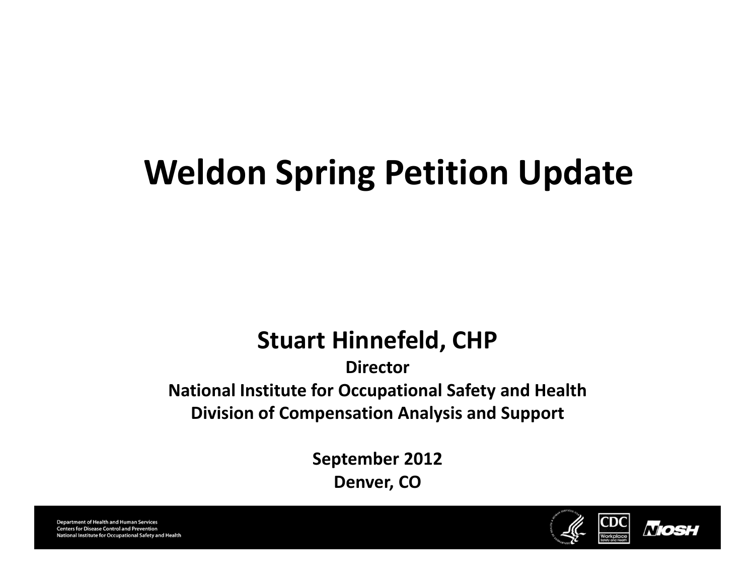# Weldon Spring Petition Update

**Stuart Hinnefeld, CHP**

**Director**

**National Institute for Occupational Safety and Health**

**Division of Compensation Analysis and Support**

**September 2012**

**Denver, CO**

Department of Health and Human Services
Centers for Disease Control and Prevention
National Institute for Occupational Safety and Health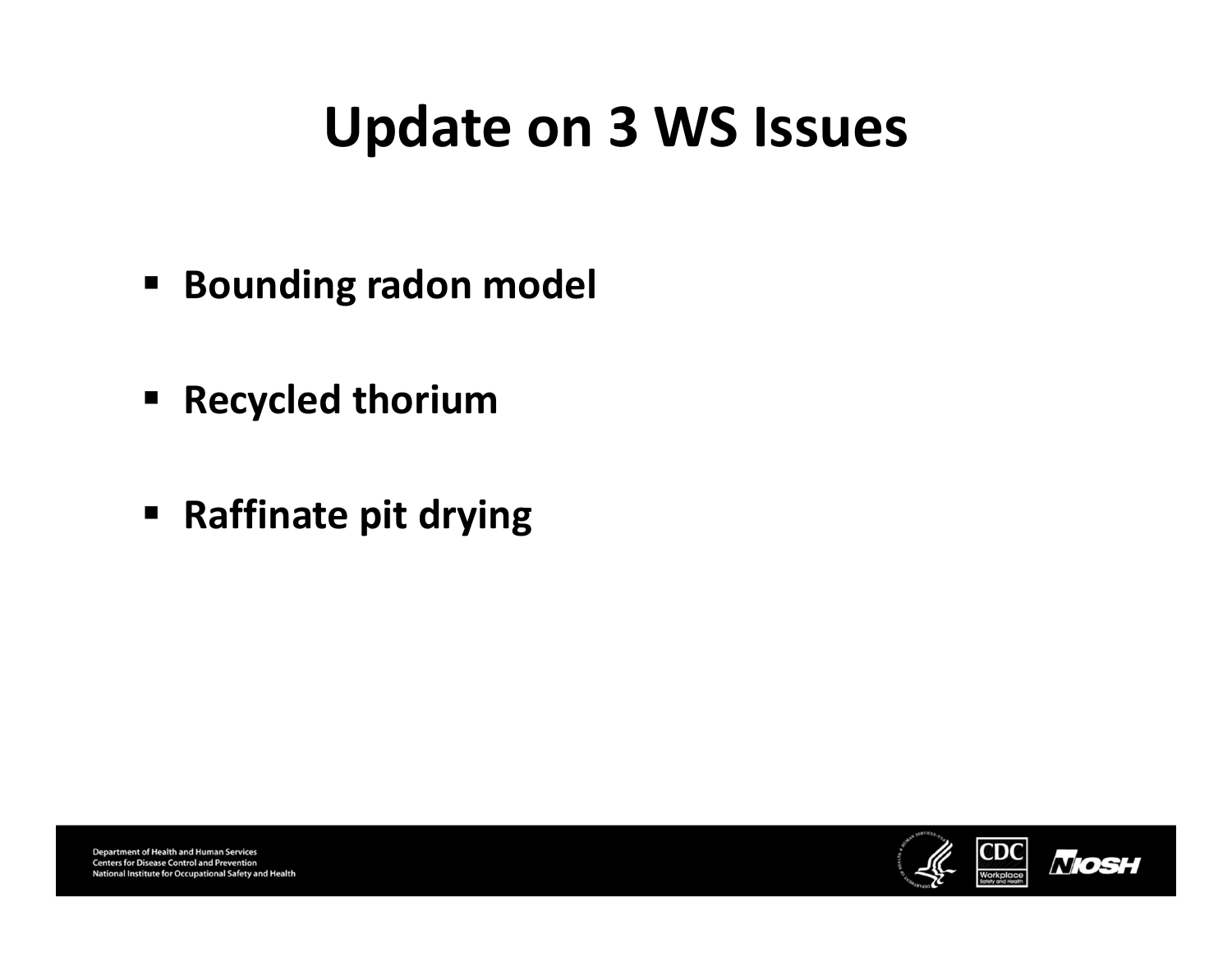# Update on 3 WS Issues

- **Bounding radon model**
- **Recycled thorium**
- **Raffinate pit drying**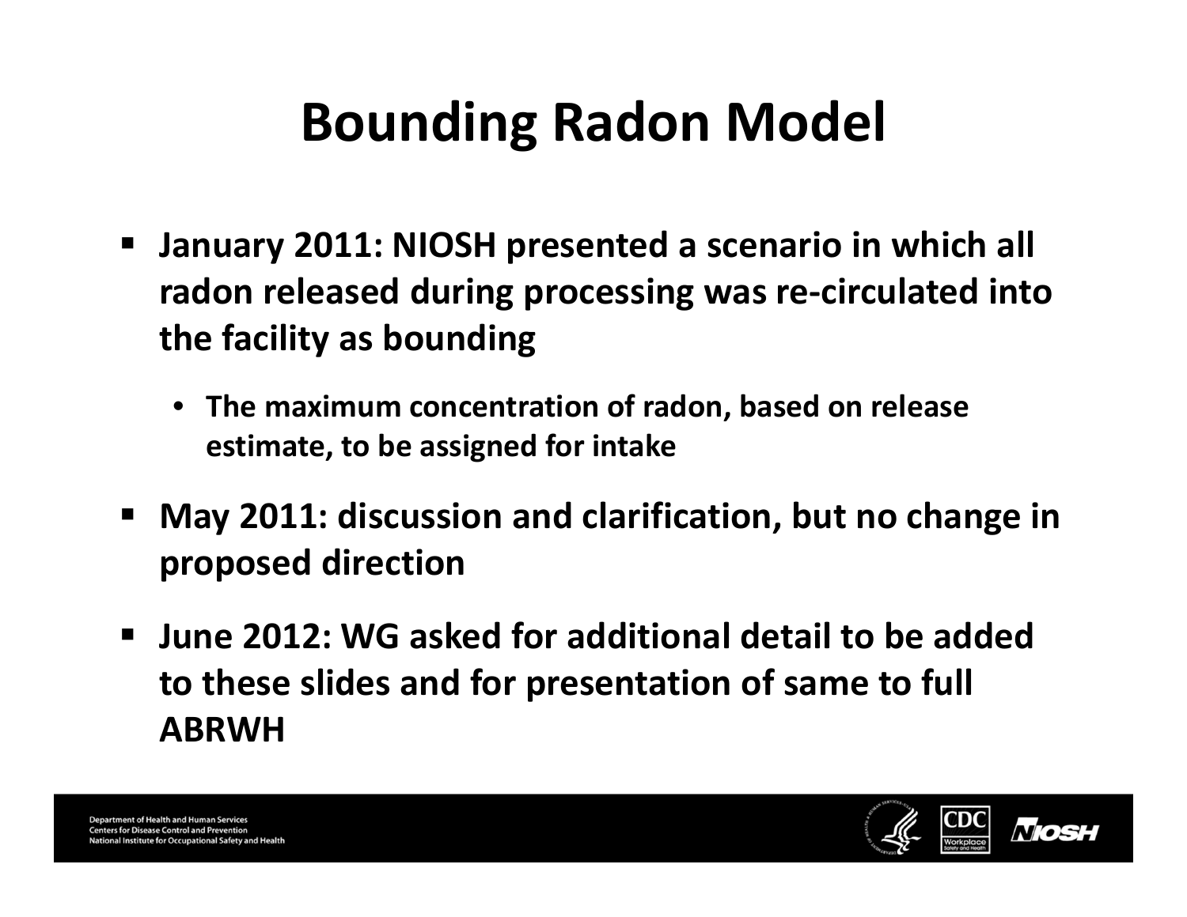# Bounding Radon Model

- January 2011: NIOSH presented a scenario in which all radon released during processing was re-circulated into the facility as bounding
  - The maximum concentration of radon, based on release estimate, to be assigned for intake
- May 2011: discussion and clarification, but no change in proposed direction
- June 2012: WG asked for additional detail to be added to these slides and for presentation of same to full ABRWH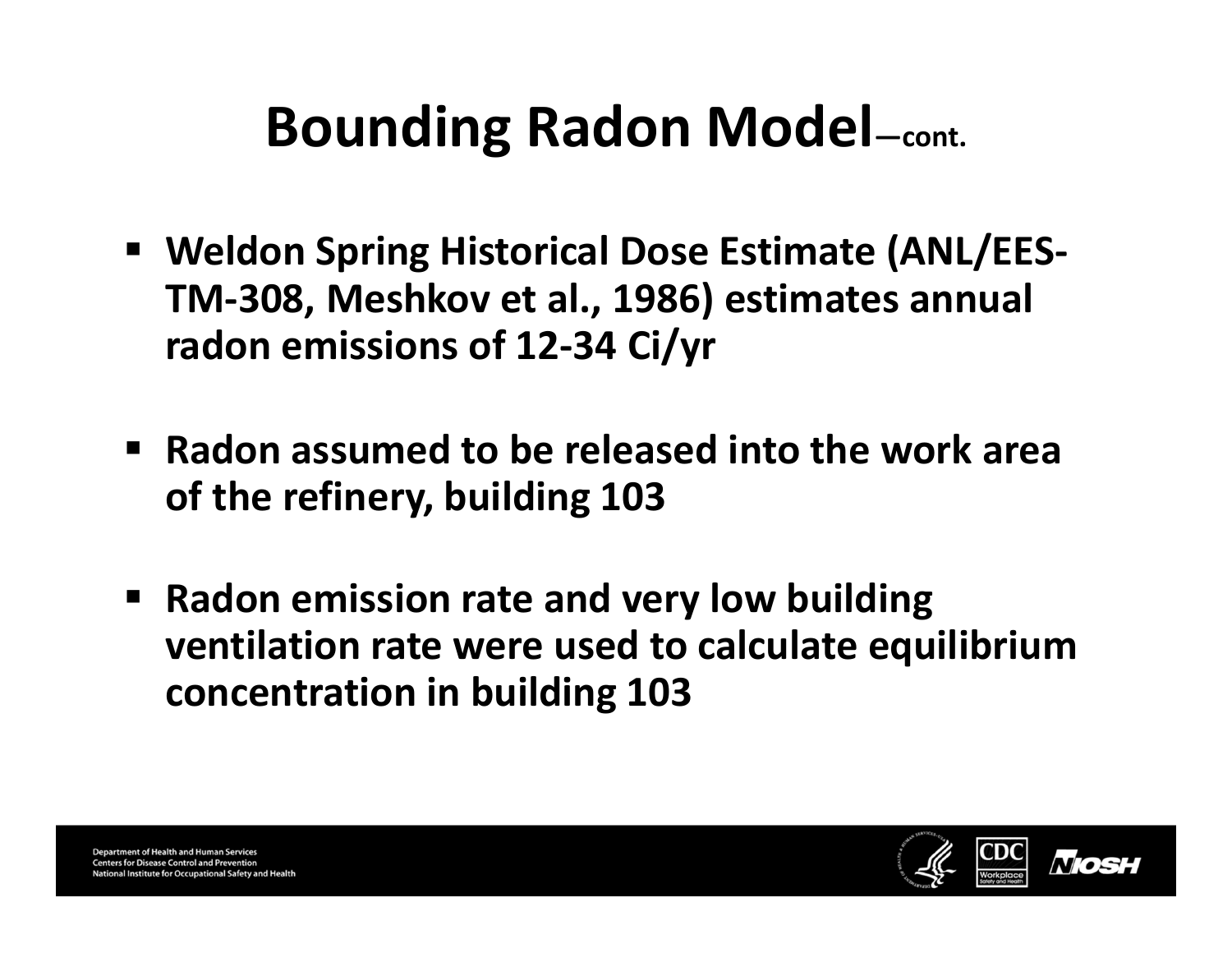# Bounding Radon Model—cont.

- Weldon Spring Historical Dose Estimate (ANL/EES-TM-308, Meshkov et al., 1986) estimates annual radon emissions of 12-34 Ci/yr
- Radon assumed to be released into the work area of the refinery, building 103
- Radon emission rate and very low building ventilation rate were used to calculate equilibrium concentration in building 103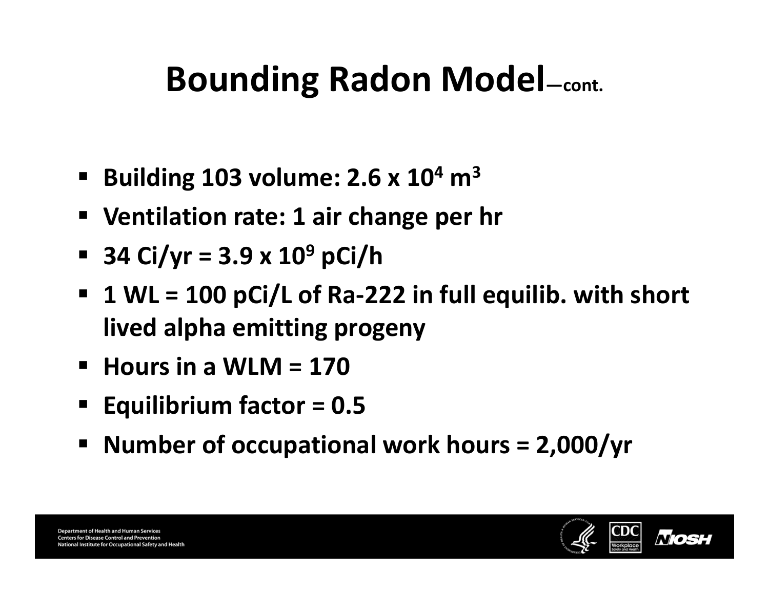# Bounding Radon Model—cont.

- Building 103 volume: $2.6 \times 10^4$ $m^3$
- Ventilation rate: 1 air change per hr
- 34 Ci/yr = $3.9 \times 10^9$ pCi/h
- 1 WL = 100 pCi/L of Ra-222 in full equilib. with short lived alpha emitting progeny
- Hours in a WLM = 170
- Equilibrium factor = 0.5
- Number of occupational work hours = 2,000/yr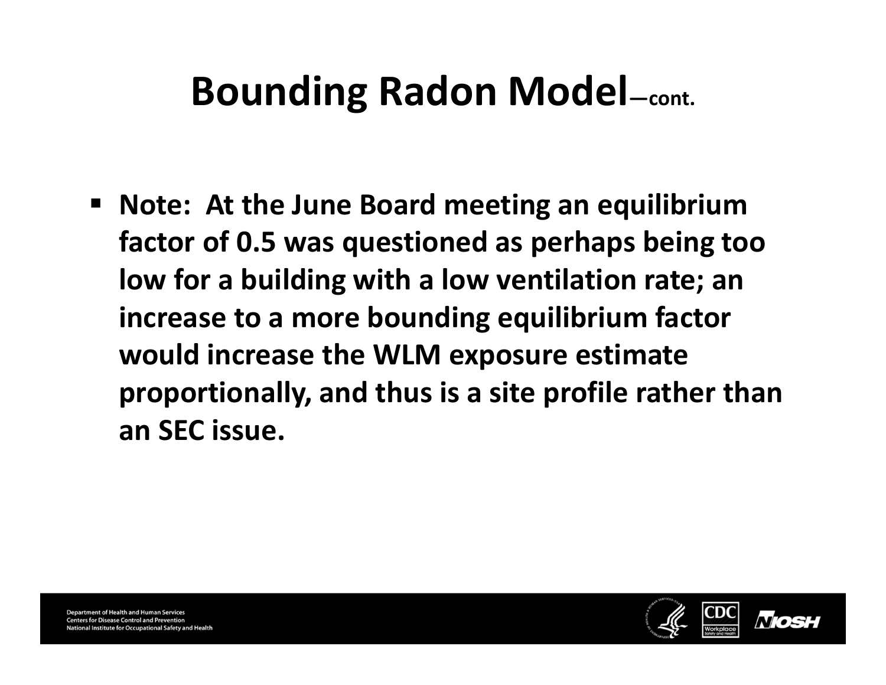# Bounding Radon Model—cont.

- **Note: At the June Board meeting an equilibrium factor of 0.5 was questioned as perhaps being too low for a building with a low ventilation rate; an increase to a more bounding equilibrium factor would increase the WLM exposure estimate proportionally, and thus is a site profile rather than an SEC issue.**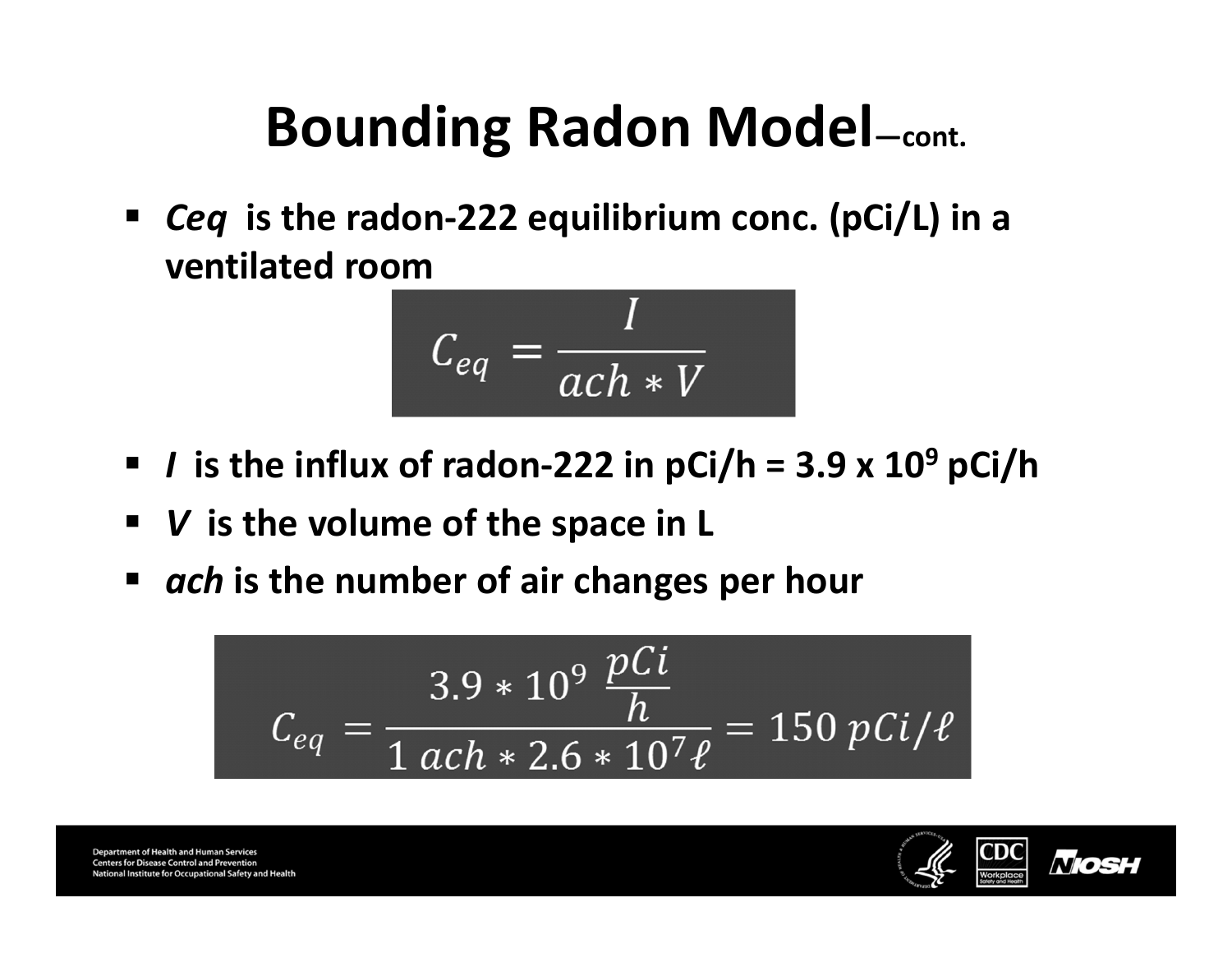# Bounding Radon Model—cont.

- ***Ceq*** **is the radon-222 equilibrium conc. (pCi/L) in a ventilated room**

$$C_{eq} = \frac{I}{ach * V}$$

- ***I*** **is the influx of radon-222 in pCi/h = 3.9 x $10^9$ pCi/h**
- ***V*** **is the volume of the space in L**
- ***ach*** **is the number of air changes per hour**

$$C_{eq} = \frac{3.9 * 10^9 \ \frac{pCi}{h}}{1 \ ach * 2.6 * 10^7 \ell} = 150 \ pCi/\ell$$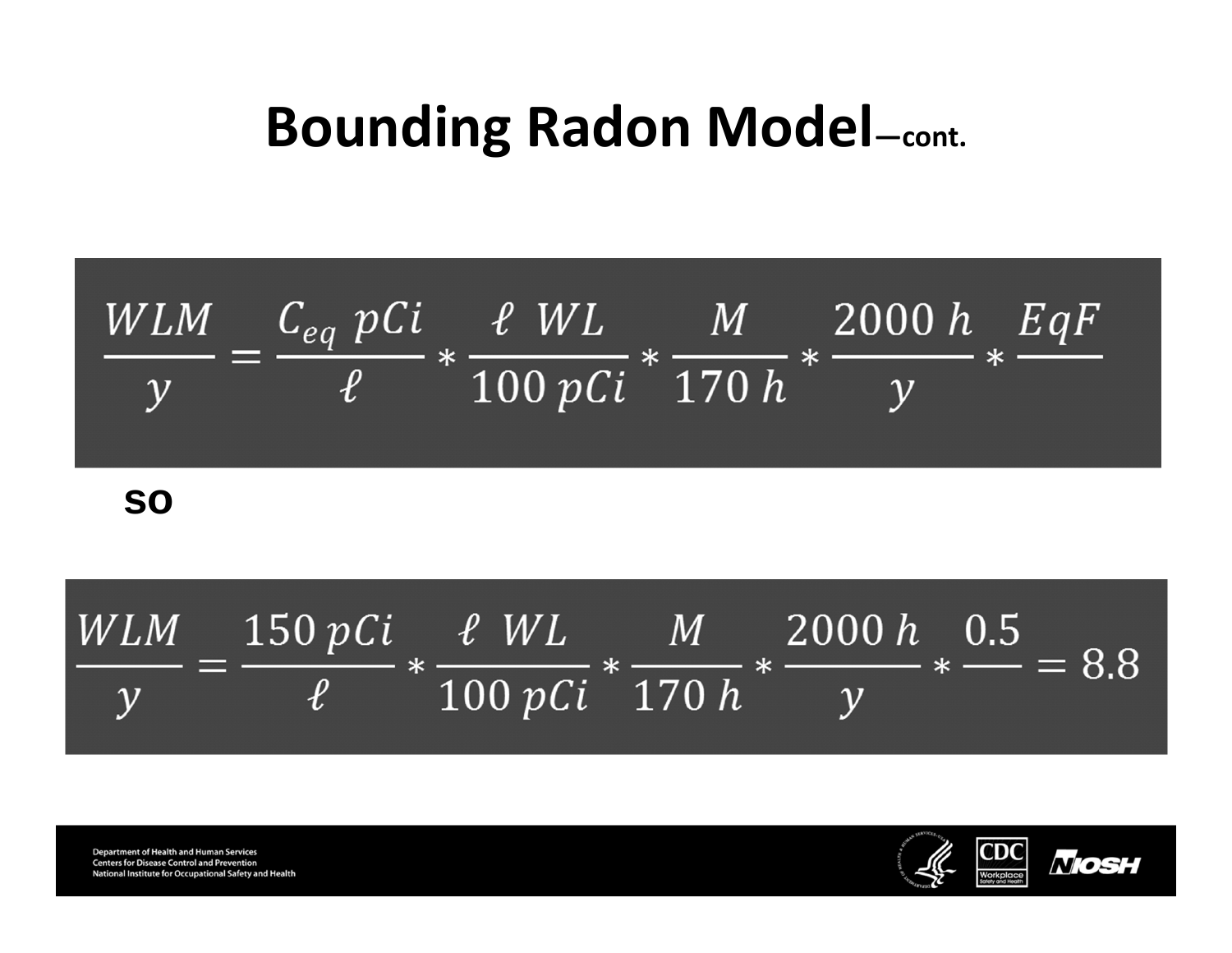# Bounding Radon Model—cont.

$$\frac{WLM}{y} = \frac{C_{eq}\ pCi}{\ell} * \frac{\ell\ \ WL}{100\ pCi} * \frac{M}{170\ h} * \frac{2000\ h}{y} * \frac{EqF}{}$$

so

$$\frac{WLM}{y} = \frac{150\ pCi}{\ell} * \frac{\ell\ \ WL}{100\ pCi} * \frac{M}{170\ h} * \frac{2000\ h}{y} * \frac{0.5}{} = 8.8$$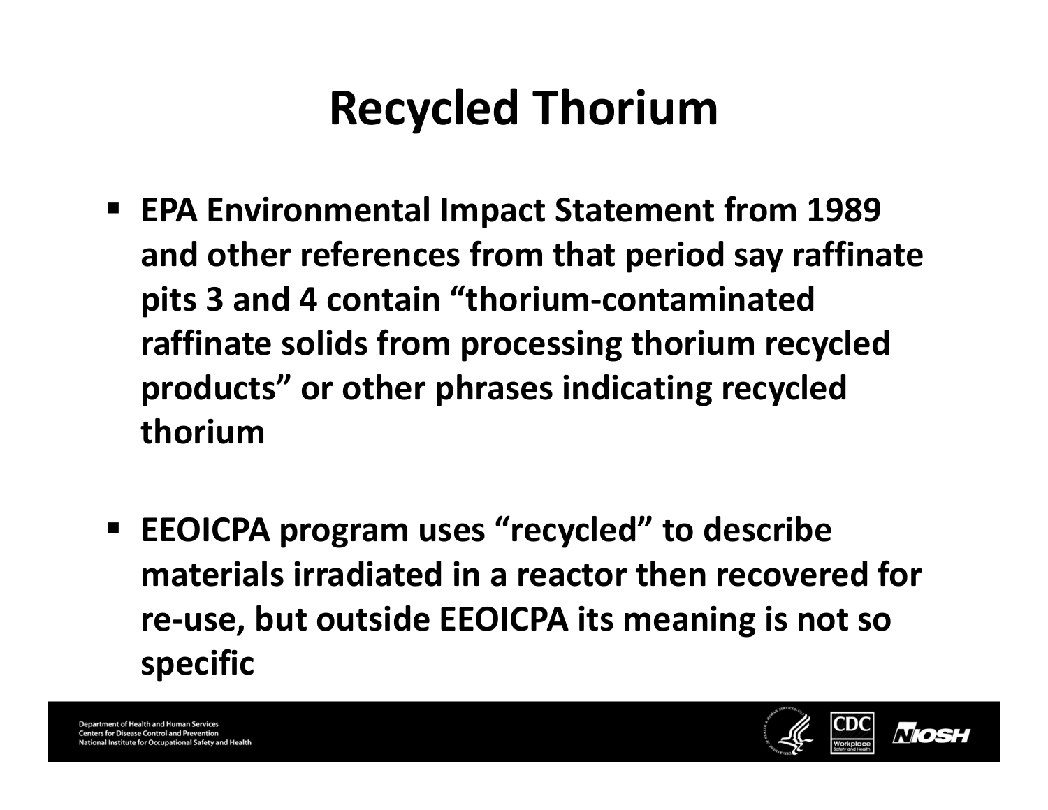# Recycled Thorium

- EPA Environmental Impact Statement from 1989 and other references from that period say raffinate pits 3 and 4 contain "thorium-contaminated raffinate solids from processing thorium recycled products" or other phrases indicating recycled thorium

- EEOICPA program uses "recycled" to describe materials irradiated in a reactor then recovered for re-use, but outside EEOICPA its meaning is not so specific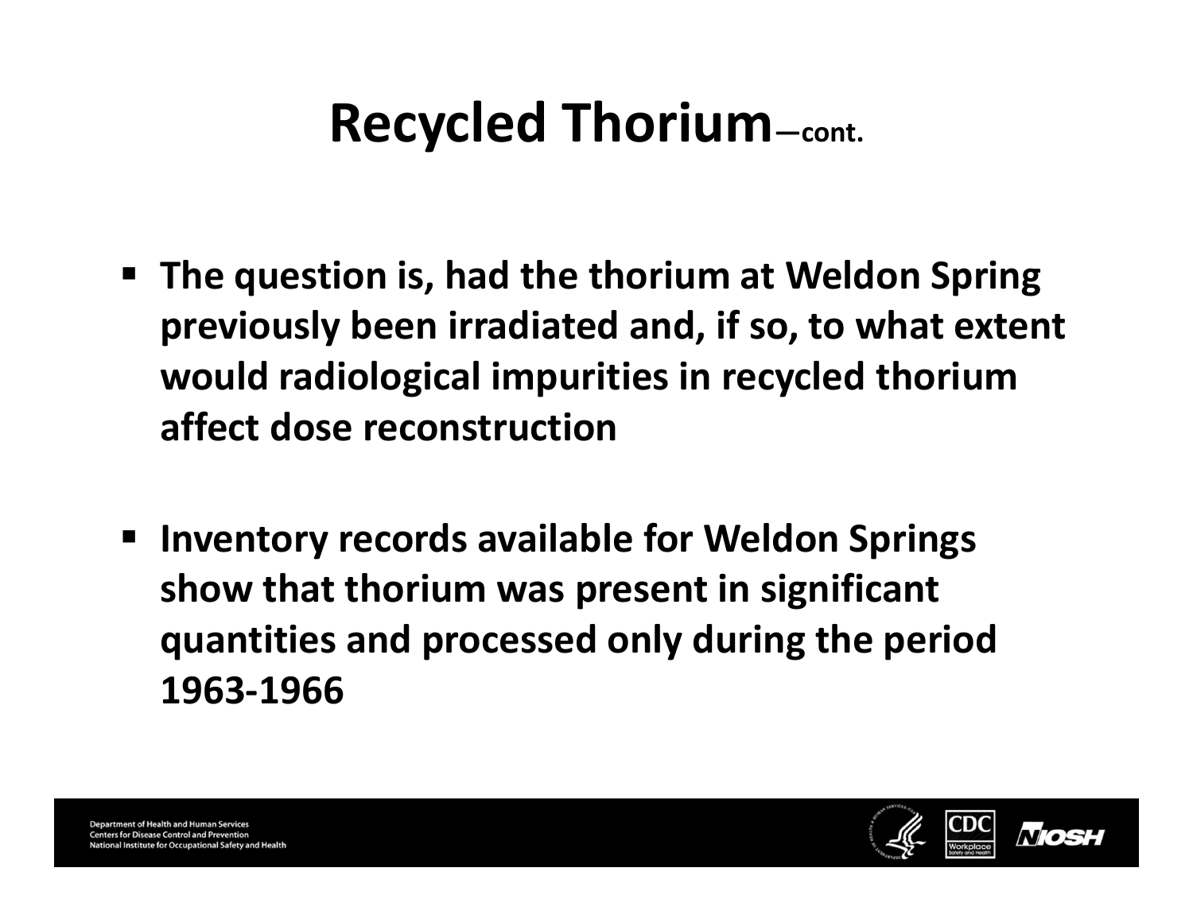# Recycled Thorium—cont.

- The question is, had the thorium at Weldon Spring previously been irradiated and, if so, to what extent would radiological impurities in recycled thorium affect dose reconstruction
- Inventory records available for Weldon Springs show that thorium was present in significant quantities and processed only during the period 1963-1966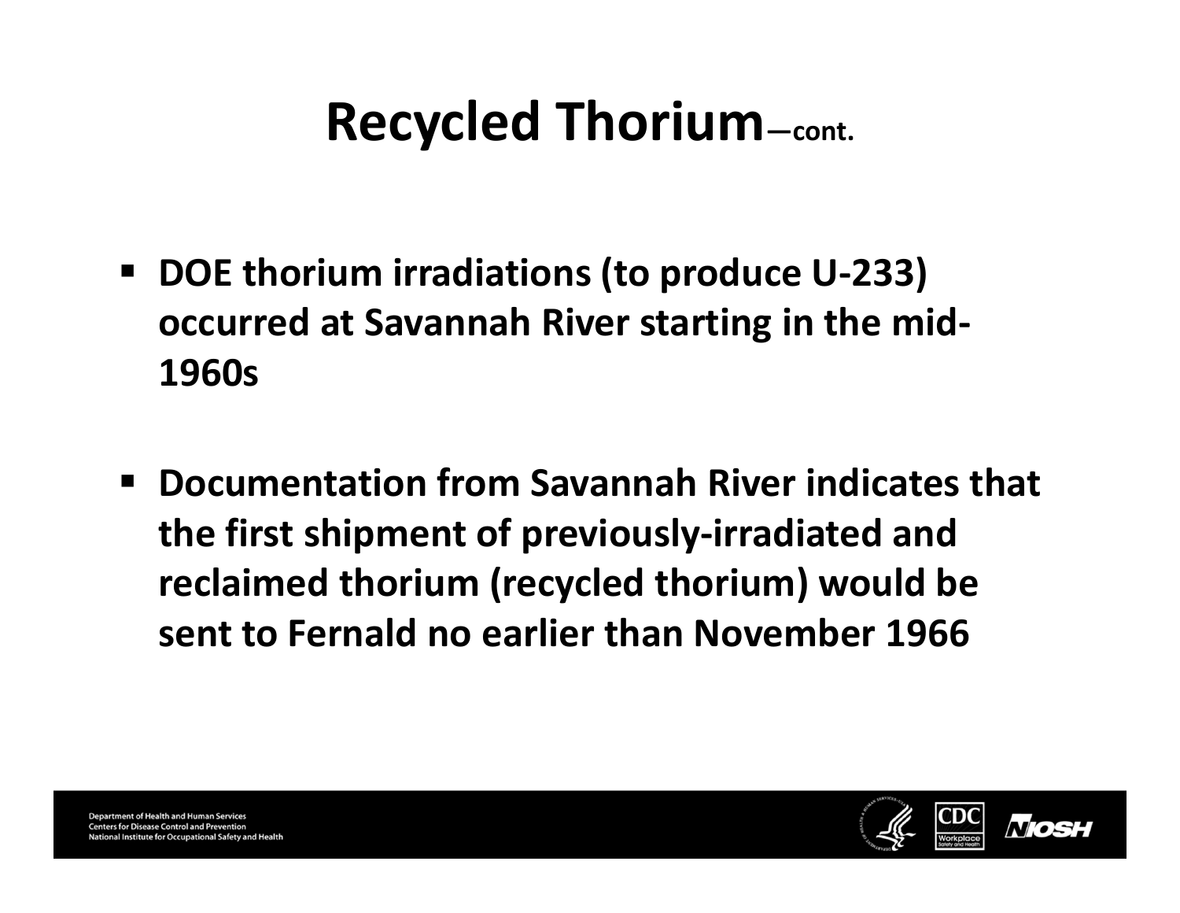# Recycled Thorium—cont.

- **DOE thorium irradiations (to produce U-233) occurred at Savannah River starting in the mid-1960s**
- **Documentation from Savannah River indicates that the first shipment of previously-irradiated and reclaimed thorium (recycled thorium) would be sent to Fernald no earlier than November 1966**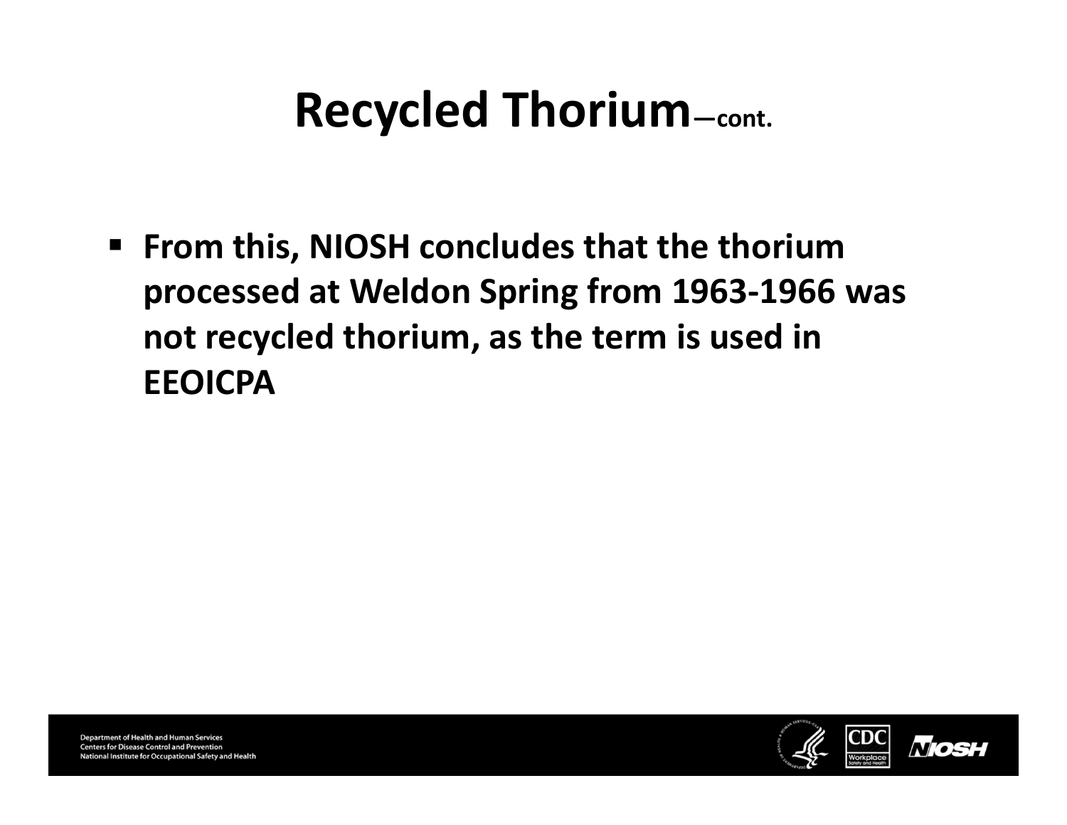# Recycled Thorium—cont.

- **From this, NIOSH concludes that the thorium processed at Weldon Spring from 1963-1966 was not recycled thorium, as the term is used in EEOICPA**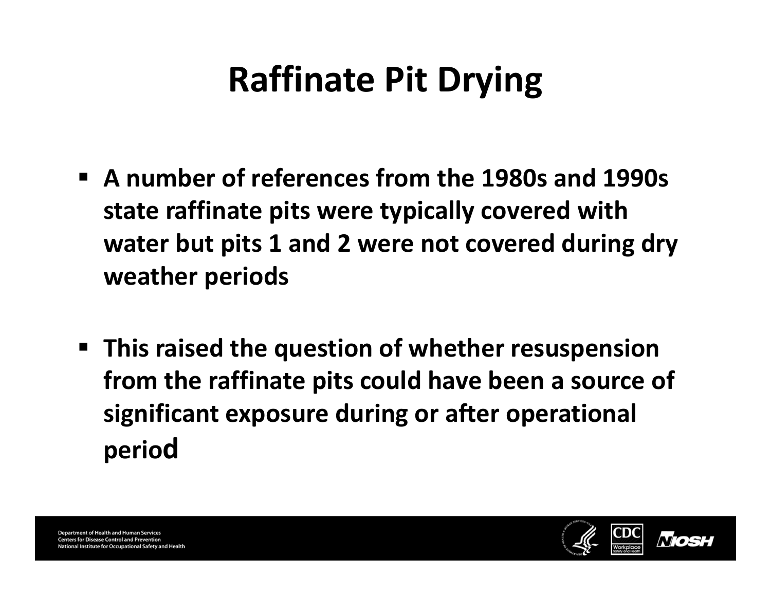# Raffinate Pit Drying

- **A number of references from the 1980s and 1990s state raffinate pits were typically covered with water but pits 1 and 2 were not covered during dry weather periods**

- **This raised the question of whether resuspension from the raffinate pits could have been a source of significant exposure during or after operational period**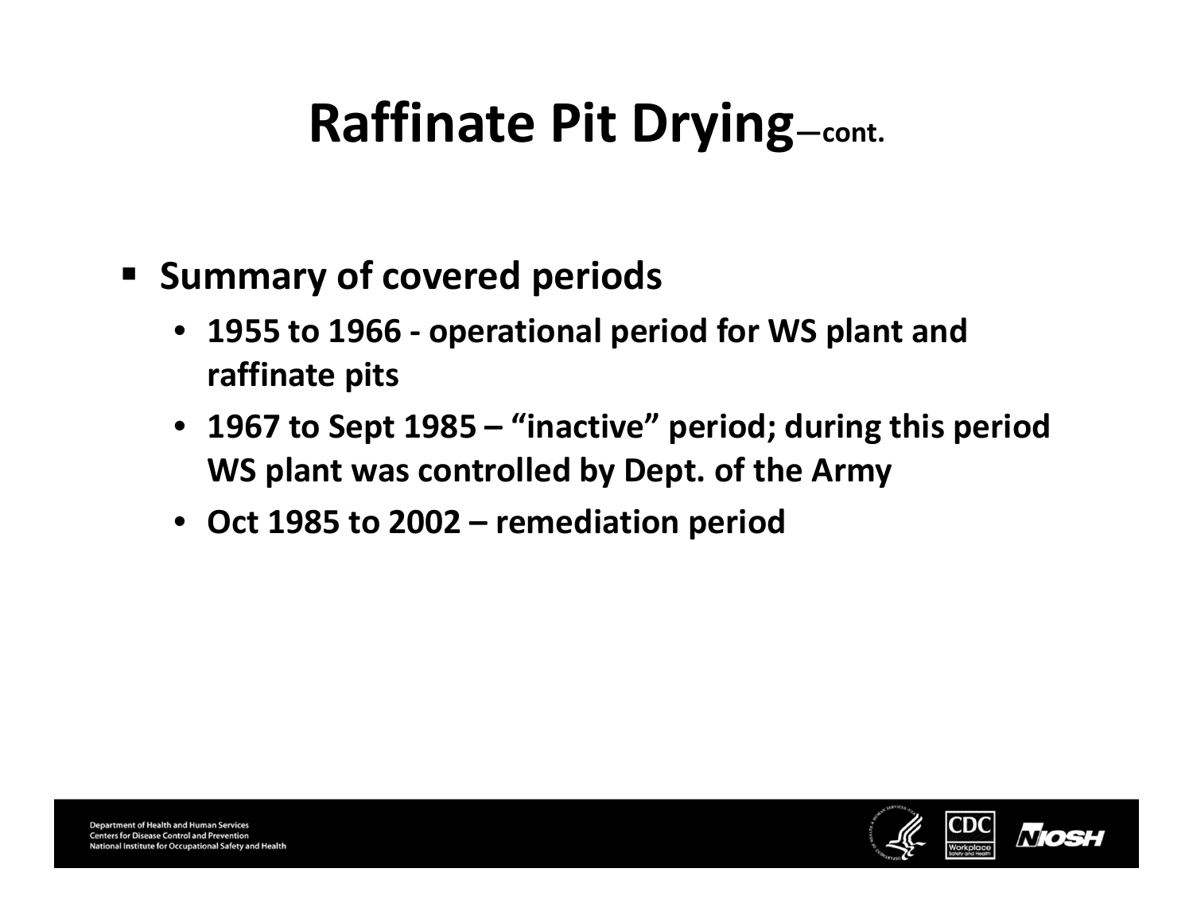# Raffinate Pit Drying—cont.

- **Summary of covered periods**
  - **1955 to 1966 - operational period for WS plant and raffinate pits**
  - **1967 to Sept 1985 – "inactive" period; during this period WS plant was controlled by Dept. of the Army**
  - **Oct 1985 to 2002 – remediation period**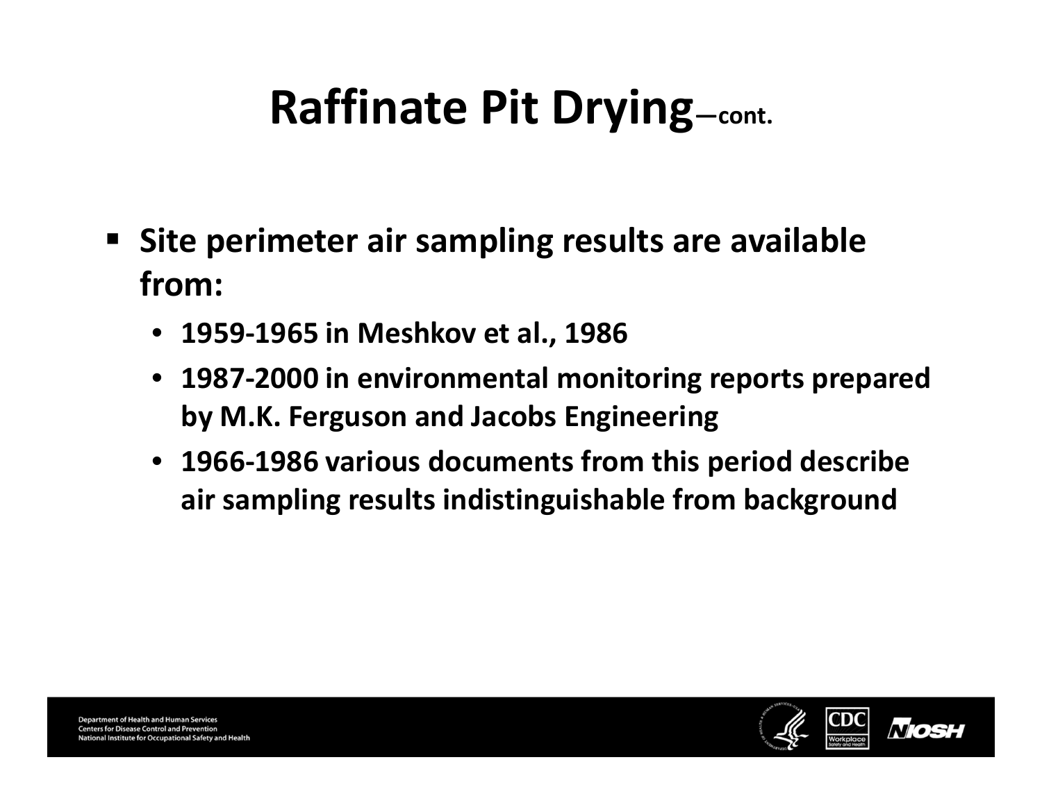# Raffinate Pit Drying—cont.

- **Site perimeter air sampling results are available from:**
  - **1959-1965 in Meshkov et al., 1986**
  - **1987-2000 in environmental monitoring reports prepared by M.K. Ferguson and Jacobs Engineering**
  - **1966-1986 various documents from this period describe air sampling results indistinguishable from background**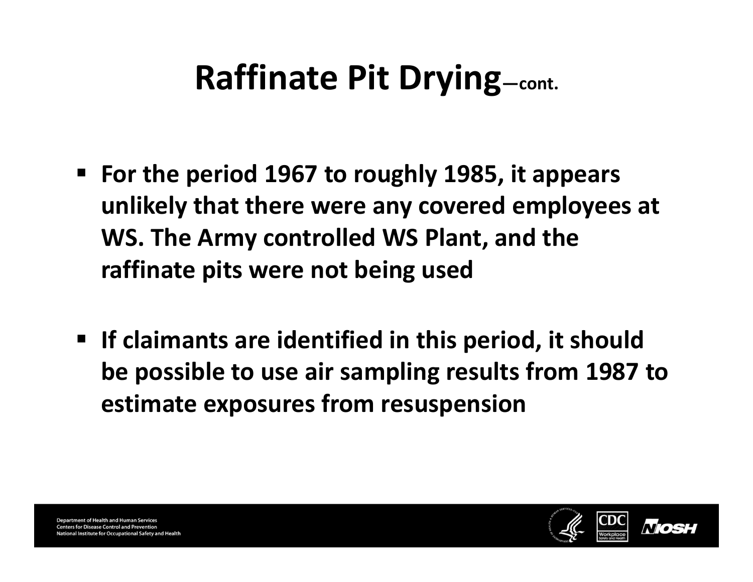# Raffinate Pit Drying—cont.

- For the period 1967 to roughly 1985, it appears unlikely that there were any covered employees at WS. The Army controlled WS Plant, and the raffinate pits were not being used
- If claimants are identified in this period, it should be possible to use air sampling results from 1987 to estimate exposures from resuspension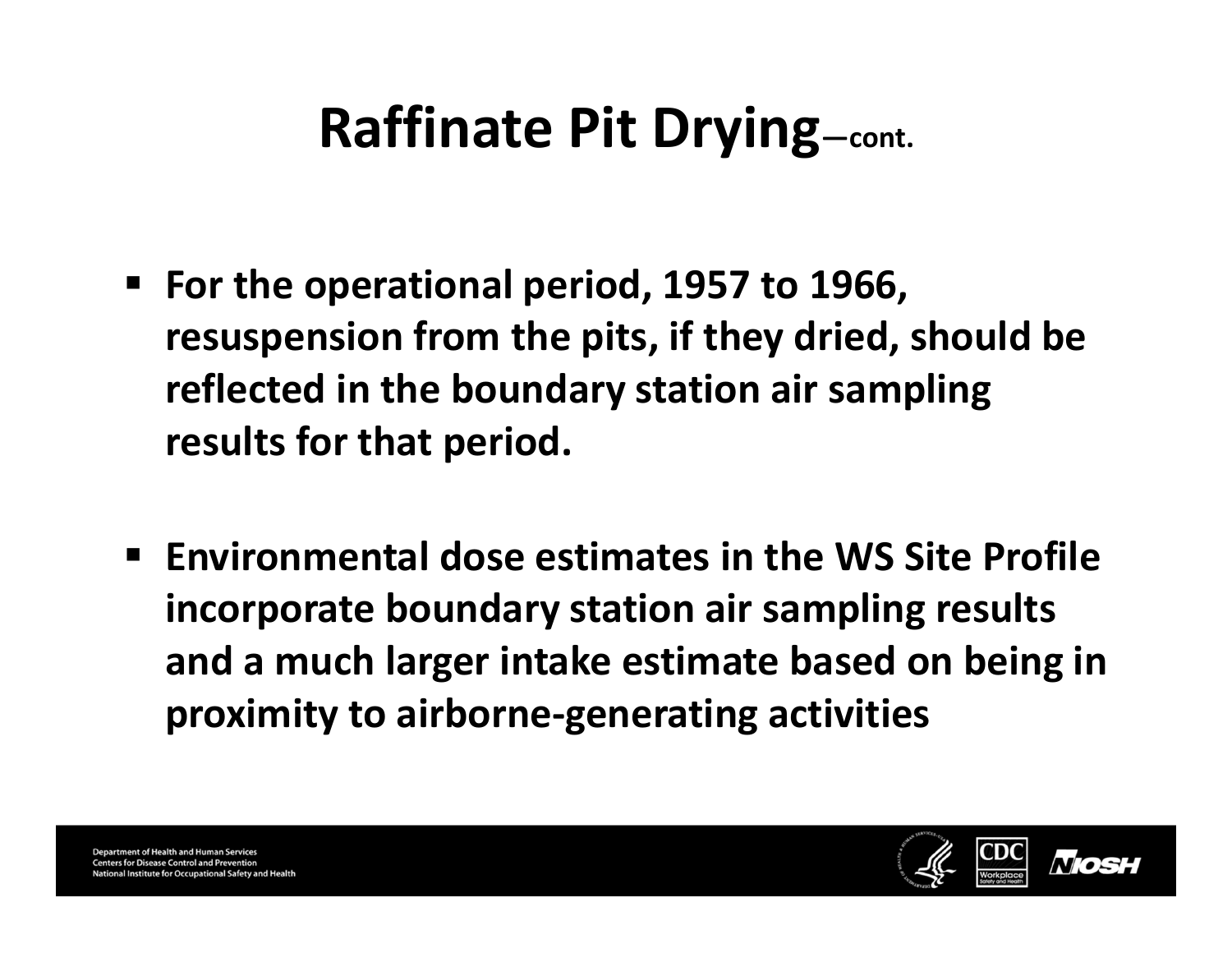# Raffinate Pit Drying—cont.

- For the operational period, 1957 to 1966, resuspension from the pits, if they dried, should be reflected in the boundary station air sampling results for that period.

- Environmental dose estimates in the WS Site Profile incorporate boundary station air sampling results and a much larger intake estimate based on being in proximity to airborne-generating activities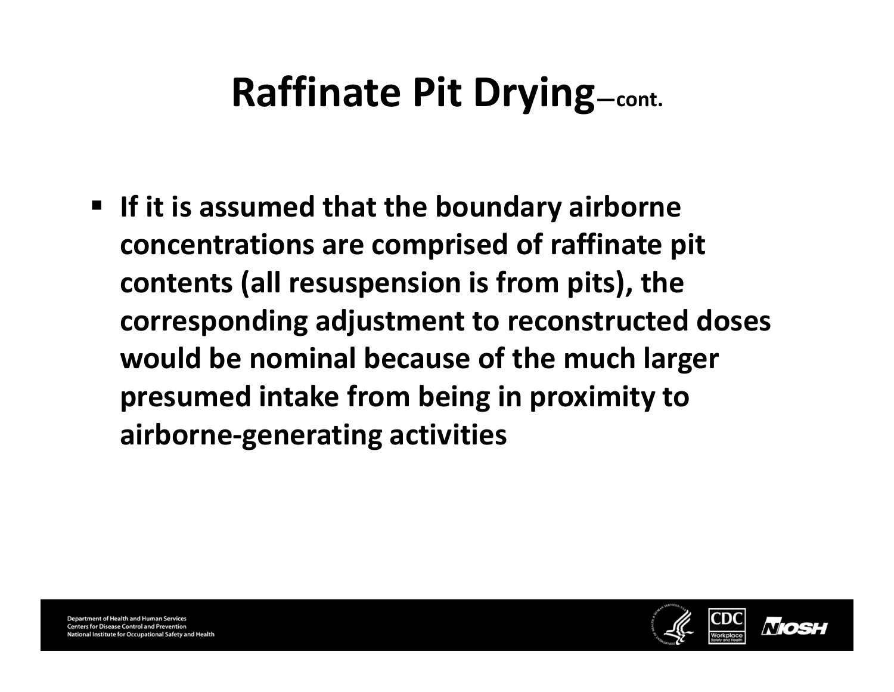# Raffinate Pit Drying—cont.

- **If it is assumed that the boundary airborne concentrations are comprised of raffinate pit contents (all resuspension is from pits), the corresponding adjustment to reconstructed doses would be nominal because of the much larger presumed intake from being in proximity to airborne-generating activities**